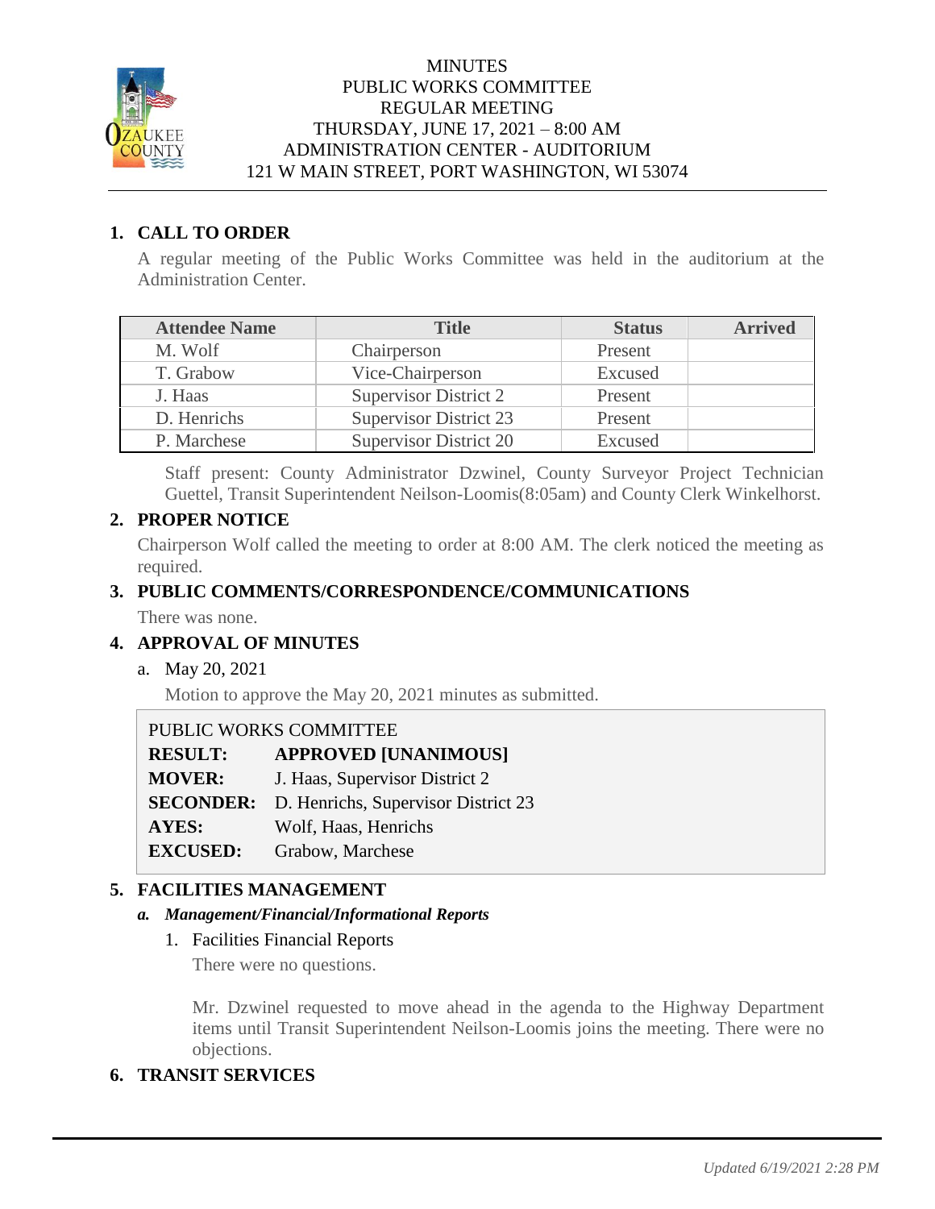MINUTES
PUBLIC WORKS COMMITTEE
REGULAR MEETING
THURSDAY, JUNE 17, 2021 – 8:00 AM
ADMINISTRATION CENTER - AUDITORIUM
121 W MAIN STREET, PORT WASHINGTON, WI 53074

## 1. CALL TO ORDER

A regular meeting of the Public Works Committee was held in the auditorium at the Administration Center.

| Attendee Name | Title | Status | Arrived |
|---|---|---|---|
| M. Wolf | Chairperson | Present | |
| T. Grabow | Vice-Chairperson | Excused | |
| J. Haas | Supervisor District 2 | Present | |
| D. Henrichs | Supervisor District 23 | Present | |
| P. Marchese | Supervisor District 20 | Excused | |

Staff present: County Administrator Dzwinel, County Surveyor Project Technician Guettel, Transit Superintendent Neilson-Loomis(8:05am) and County Clerk Winkelhorst.

## 2. PROPER NOTICE

Chairperson Wolf called the meeting to order at 8:00 AM. The clerk noticed the meeting as required.

## 3. PUBLIC COMMENTS/CORRESPONDENCE/COMMUNICATIONS

There was none.

## 4. APPROVAL OF MINUTES

a. May 20, 2021

Motion to approve the May 20, 2021 minutes as submitted.

PUBLIC WORKS COMMITTEE

**RESULT:** **APPROVED [UNANIMOUS]**
**MOVER:** J. Haas, Supervisor District 2
**SECONDER:** D. Henrichs, Supervisor District 23
**AYES:** Wolf, Haas, Henrichs
**EXCUSED:** Grabow, Marchese

## 5. FACILITIES MANAGEMENT

***a. Management/Financial/Informational Reports***

1. Facilities Financial Reports

There were no questions.

Mr. Dzwinel requested to move ahead in the agenda to the Highway Department items until Transit Superintendent Neilson-Loomis joins the meeting. There were no objections.

## 6. TRANSIT SERVICES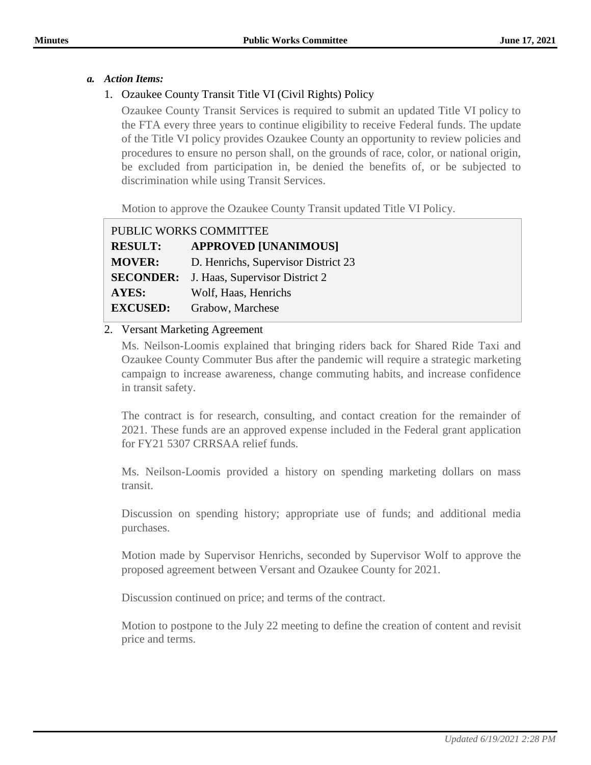*a. Action Items:*

1. Ozaukee County Transit Title VI (Civil Rights) Policy

   Ozaukee County Transit Services is required to submit an updated Title VI policy to the FTA every three years to continue eligibility to receive Federal funds. The update of the Title VI policy provides Ozaukee County an opportunity to review policies and procedures to ensure no person shall, on the grounds of race, color, or national origin, be excluded from participation in, be denied the benefits of, or be subjected to discrimination while using Transit Services.

   Motion to approve the Ozaukee County Transit updated Title VI Policy.

| PUBLIC WORKS COMMITTEE | |
|---|---|
| **RESULT:** | **APPROVED [UNANIMOUS]** |
| **MOVER:** | D. Henrichs, Supervisor District 23 |
| **SECONDER:** | J. Haas, Supervisor District 2 |
| **AYES:** | Wolf, Haas, Henrichs |
| **EXCUSED:** | Grabow, Marchese |

2. Versant Marketing Agreement

   Ms. Neilson-Loomis explained that bringing riders back for Shared Ride Taxi and Ozaukee County Commuter Bus after the pandemic will require a strategic marketing campaign to increase awareness, change commuting habits, and increase confidence in transit safety.

   The contract is for research, consulting, and contact creation for the remainder of 2021. These funds are an approved expense included in the Federal grant application for FY21 5307 CRRSAA relief funds.

   Ms. Neilson-Loomis provided a history on spending marketing dollars on mass transit.

   Discussion on spending history; appropriate use of funds; and additional media purchases.

   Motion made by Supervisor Henrichs, seconded by Supervisor Wolf to approve the proposed agreement between Versant and Ozaukee County for 2021.

   Discussion continued on price; and terms of the contract.

   Motion to postpone to the July 22 meeting to define the creation of content and revisit price and terms.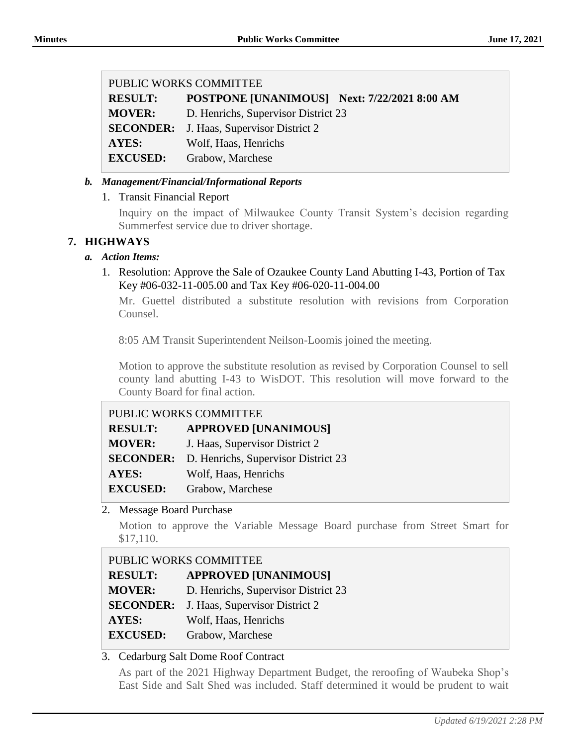| PUBLIC WORKS COMMITTEE | |
|---|---|
| **RESULT:** | **POSTPONE [UNANIMOUS]   Next: 7/22/2021 8:00 AM** |
| **MOVER:** | D. Henrichs, Supervisor District 23 |
| **SECONDER:** | J. Haas, Supervisor District 2 |
| **AYES:** | Wolf, Haas, Henrichs |
| **EXCUSED:** | Grabow, Marchese |

### *b. Management/Financial/Informational Reports*

1. Transit Financial Report

   Inquiry on the impact of Milwaukee County Transit System's decision regarding Summerfest service due to driver shortage.

## 7. HIGHWAYS

### *a. Action Items:*

1. Resolution: Approve the Sale of Ozaukee County Land Abutting I-43, Portion of Tax Key #06-032-11-005.00 and Tax Key #06-020-11-004.00

   Mr. Guettel distributed a substitute resolution with revisions from Corporation Counsel.

   8:05 AM Transit Superintendent Neilson-Loomis joined the meeting.

   Motion to approve the substitute resolution as revised by Corporation Counsel to sell county land abutting I-43 to WisDOT. This resolution will move forward to the County Board for final action.

| PUBLIC WORKS COMMITTEE | |
|---|---|
| **RESULT:** | **APPROVED [UNANIMOUS]** |
| **MOVER:** | J. Haas, Supervisor District 2 |
| **SECONDER:** | D. Henrichs, Supervisor District 23 |
| **AYES:** | Wolf, Haas, Henrichs |
| **EXCUSED:** | Grabow, Marchese |

2. Message Board Purchase

   Motion to approve the Variable Message Board purchase from Street Smart for $17,110.

| PUBLIC WORKS COMMITTEE | |
|---|---|
| **RESULT:** | **APPROVED [UNANIMOUS]** |
| **MOVER:** | D. Henrichs, Supervisor District 23 |
| **SECONDER:** | J. Haas, Supervisor District 2 |
| **AYES:** | Wolf, Haas, Henrichs |
| **EXCUSED:** | Grabow, Marchese |

3. Cedarburg Salt Dome Roof Contract

   As part of the 2021 Highway Department Budget, the reroofing of Waubeka Shop's East Side and Salt Shed was included. Staff determined it would be prudent to wait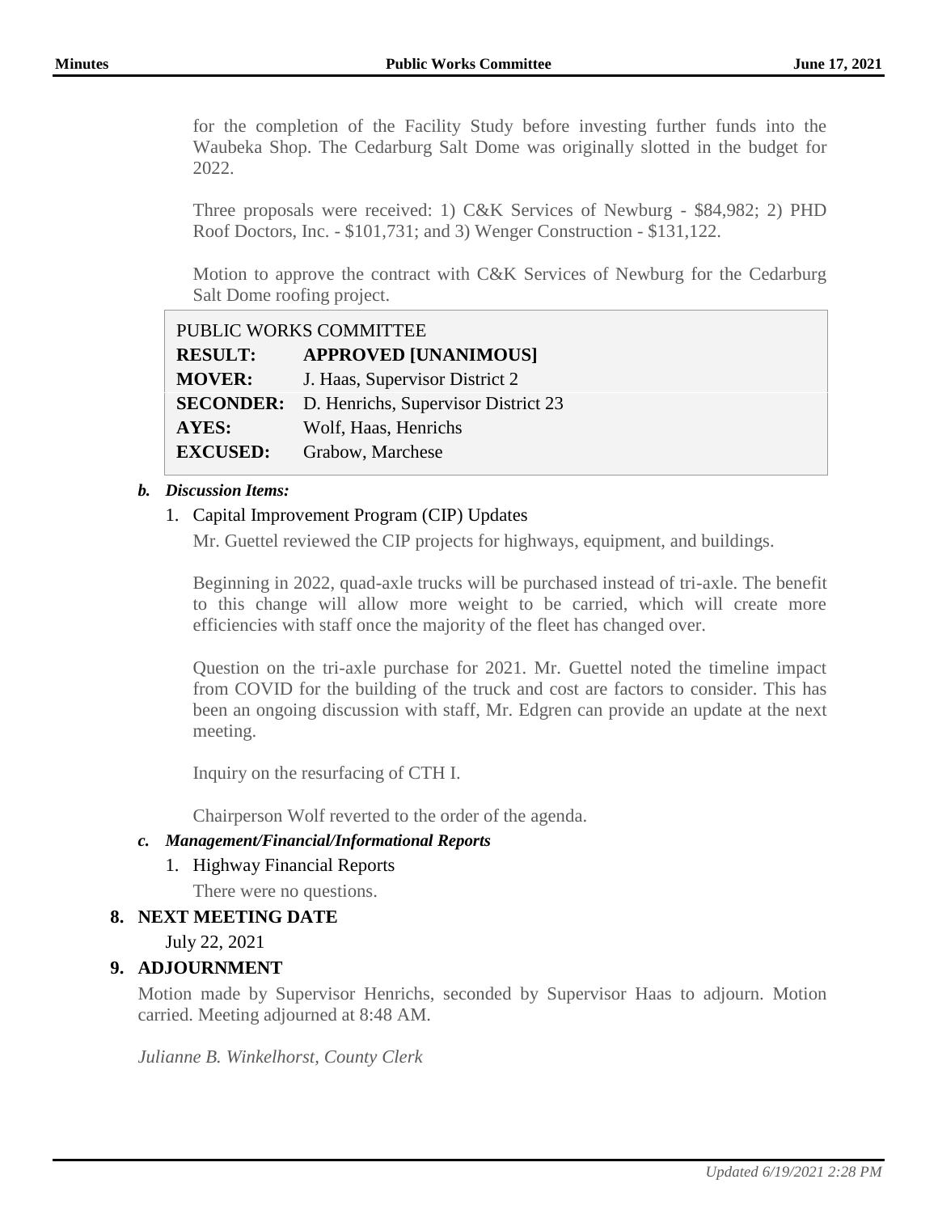for the completion of the Facility Study before investing further funds into the Waubeka Shop. The Cedarburg Salt Dome was originally slotted in the budget for 2022.

Three proposals were received: 1) C&K Services of Newburg - $84,982; 2) PHD Roof Doctors, Inc. - $101,731; and 3) Wenger Construction - $131,122.

Motion to approve the contract with C&K Services of Newburg for the Cedarburg Salt Dome roofing project.

| PUBLIC WORKS COMMITTEE | |
|---|---|
| **RESULT:** | **APPROVED [UNANIMOUS]** |
| **MOVER:** | J. Haas, Supervisor District 2 |
| **SECONDER:** | D. Henrichs, Supervisor District 23 |
| **AYES:** | Wolf, Haas, Henrichs |
| **EXCUSED:** | Grabow, Marchese |

***b. Discussion Items:***

1. Capital Improvement Program (CIP) Updates

   Mr. Guettel reviewed the CIP projects for highways, equipment, and buildings.

   Beginning in 2022, quad-axle trucks will be purchased instead of tri-axle. The benefit to this change will allow more weight to be carried, which will create more efficiencies with staff once the majority of the fleet has changed over.

   Question on the tri-axle purchase for 2021. Mr. Guettel noted the timeline impact from COVID for the building of the truck and cost are factors to consider. This has been an ongoing discussion with staff, Mr. Edgren can provide an update at the next meeting.

   Inquiry on the resurfacing of CTH I.

   Chairperson Wolf reverted to the order of the agenda.

***c. Management/Financial/Informational Reports***

1. Highway Financial Reports

   There were no questions.

## 8. NEXT MEETING DATE

July 22, 2021

## 9. ADJOURNMENT

Motion made by Supervisor Henrichs, seconded by Supervisor Haas to adjourn. Motion carried. Meeting adjourned at 8:48 AM.

*Julianne B. Winkelhorst, County Clerk*